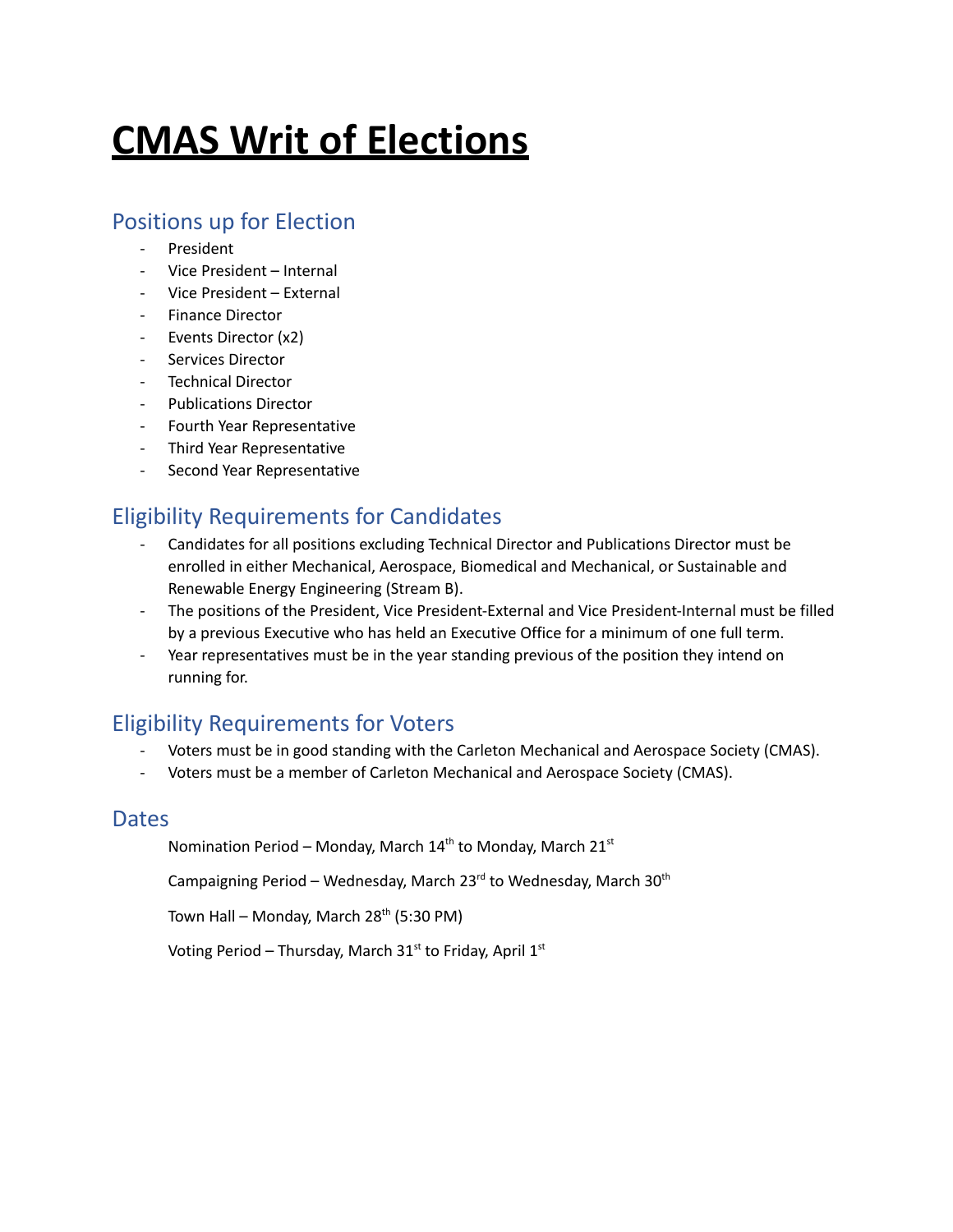# **CMAS Writ of Elections**

## Positions up for Election

- President
- Vice President – Internal
- Vice President – External
- Finance Director
- Events Director (x2)
- Services Director
- Technical Director
- Publications Director
- Fourth Year Representative
- Third Year Representative
- Second Year Representative

## Eligibility Requirements for Candidates

- Candidates for all positions excluding Technical Director and Publications Director must be enrolled in either Mechanical, Aerospace, Biomedical and Mechanical, or Sustainable and Renewable Energy Engineering (Stream B).
- The positions of the President, Vice President-External and Vice President-Internal must be filled by a previous Executive who has held an Executive Office for a minimum of one full term.
- Year representatives must be in the year standing previous of the position they intend on running for.

## Eligibility Requirements for Voters

- Voters must be in good standing with the Carleton Mechanical and Aerospace Society (CMAS).
- Voters must be a member of Carleton Mechanical and Aerospace Society (CMAS).

## Dates

Nomination Period – Monday, March 14th to Monday, March 21st

Campaigning Period – Wednesday, March 23rd to Wednesday, March 30th

Town Hall – Monday, March 28th (5:30 PM)

Voting Period – Thursday, March 31st to Friday, April 1st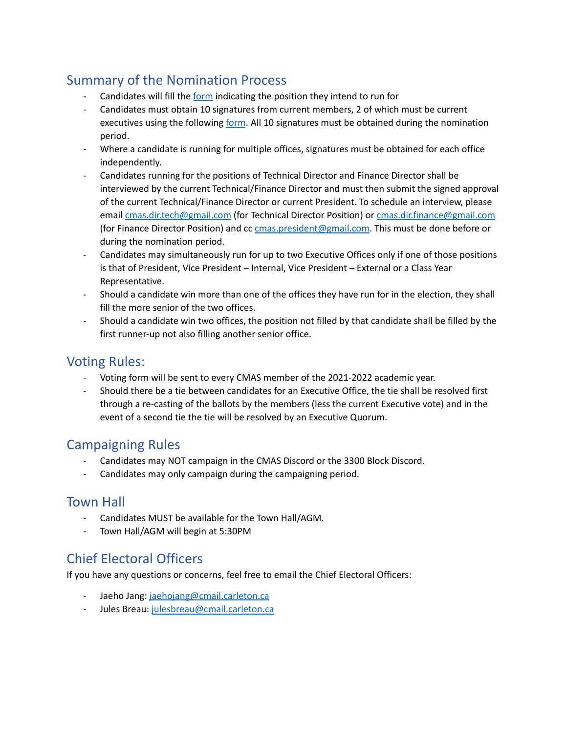## Summary of the Nomination Process

- Candidates will fill the form indicating the position they intend to run for
- Candidates must obtain 10 signatures from current members, 2 of which must be current executives using the following form. All 10 signatures must be obtained during the nomination period.
- Where a candidate is running for multiple offices, signatures must be obtained for each office independently.
- Candidates running for the positions of Technical Director and Finance Director shall be interviewed by the current Technical/Finance Director and must then submit the signed approval of the current Technical/Finance Director or current President. To schedule an interview, please email cmas.dir.tech@gmail.com (for Technical Director Position) or cmas.dir.finance@gmail.com (for Finance Director Position) and cc cmas.president@gmail.com. This must be done before or during the nomination period.
- Candidates may simultaneously run for up to two Executive Offices only if one of those positions is that of President, Vice President – Internal, Vice President – External or a Class Year Representative.
- Should a candidate win more than one of the offices they have run for in the election, they shall fill the more senior of the two offices.
- Should a candidate win two offices, the position not filled by that candidate shall be filled by the first runner-up not also filling another senior office.

## Voting Rules:

- Voting form will be sent to every CMAS member of the 2021-2022 academic year.
- Should there be a tie between candidates for an Executive Office, the tie shall be resolved first through a re-casting of the ballots by the members (less the current Executive vote) and in the event of a second tie the tie will be resolved by an Executive Quorum.

## Campaigning Rules

- Candidates may NOT campaign in the CMAS Discord or the 3300 Block Discord.
- Candidates may only campaign during the campaigning period.

## Town Hall

- Candidates MUST be available for the Town Hall/AGM.
- Town Hall/AGM will begin at 5:30PM

## Chief Electoral Officers

If you have any questions or concerns, feel free to email the Chief Electoral Officers:

- Jaeho Jang: jaehojang@cmail.carleton.ca
- Jules Breau: julesbreau@cmail.carleton.ca